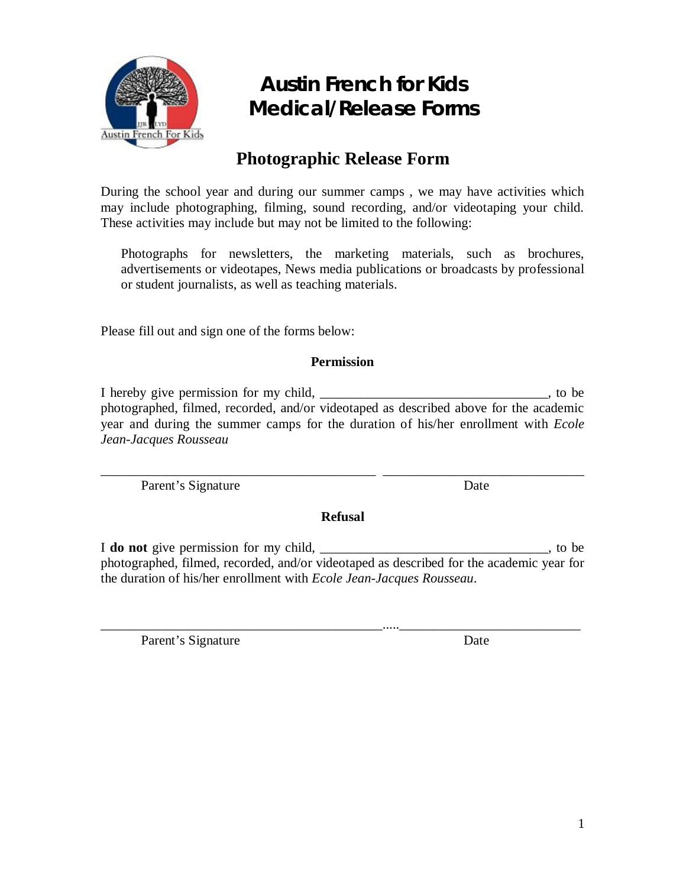# Austin French for Kids
# Medical/Release Forms

## Photographic Release Form

During the school year and during our summer camps , we may have activities which may include photographing, filming, sound recording, and/or videotaping your child. These activities may include but may not be limited to the following:

> Photographs for newsletters, the marketing materials, such as brochures, advertisements or videotapes, News media publications or broadcasts by professional or student journalists, as well as teaching materials.

Please fill out and sign one of the forms below:

### Permission

I hereby give permission for my child, __________________________________, to be photographed, filmed, recorded, and/or videotaped as described above for the academic year and during the summer camps for the duration of his/her enrollment with *Ecole Jean-Jacques Rousseau*

__________________________________________ ______________________________

Parent's Signature Date

### Refusal

I **do not** give permission for my child, __________________________________, to be photographed, filmed, recorded, and/or videotaped as described for the academic year for the duration of his/her enrollment with *Ecole Jean-Jacques Rousseau*.

___________________________________________.....___________________________

Parent's Signature Date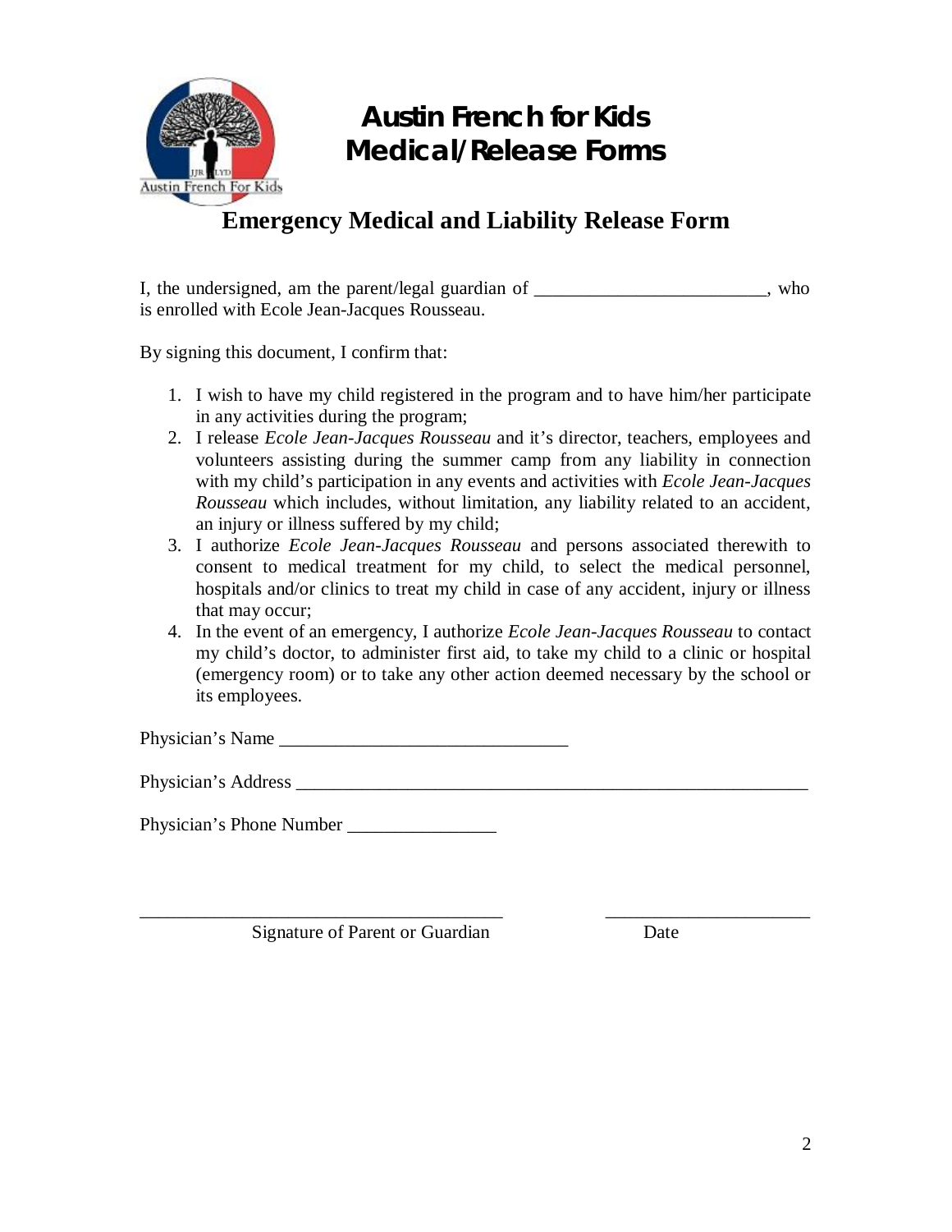# Austin French for Kids
# Medical/Release Forms

## Emergency Medical and Liability Release Form

I, the undersigned, am the parent/legal guardian of _________________________, who is enrolled with Ecole Jean-Jacques Rousseau.

By signing this document, I confirm that:

1. I wish to have my child registered in the program and to have him/her participate in any activities during the program;
2. I release *Ecole Jean-Jacques Rousseau* and it's director, teachers, employees and volunteers assisting during the summer camp from any liability in connection with my child's participation in any events and activities with *Ecole Jean-Jacques Rousseau* which includes, without limitation, any liability related to an accident, an injury or illness suffered by my child;
3. I authorize *Ecole Jean-Jacques Rousseau* and persons associated therewith to consent to medical treatment for my child, to select the medical personnel, hospitals and/or clinics to treat my child in case of any accident, injury or illness that may occur;
4. In the event of an emergency, I authorize *Ecole Jean-Jacques Rousseau* to contact my child's doctor, to administer first aid, to take my child to a clinic or hospital (emergency room) or to take any other action deemed necessary by the school or its employees.

Physician's Name _______________________________

Physician's Address ________________________________________________________

Physician's Phone Number ________________

_______________________________________ ______________________

Signature of Parent or Guardian Date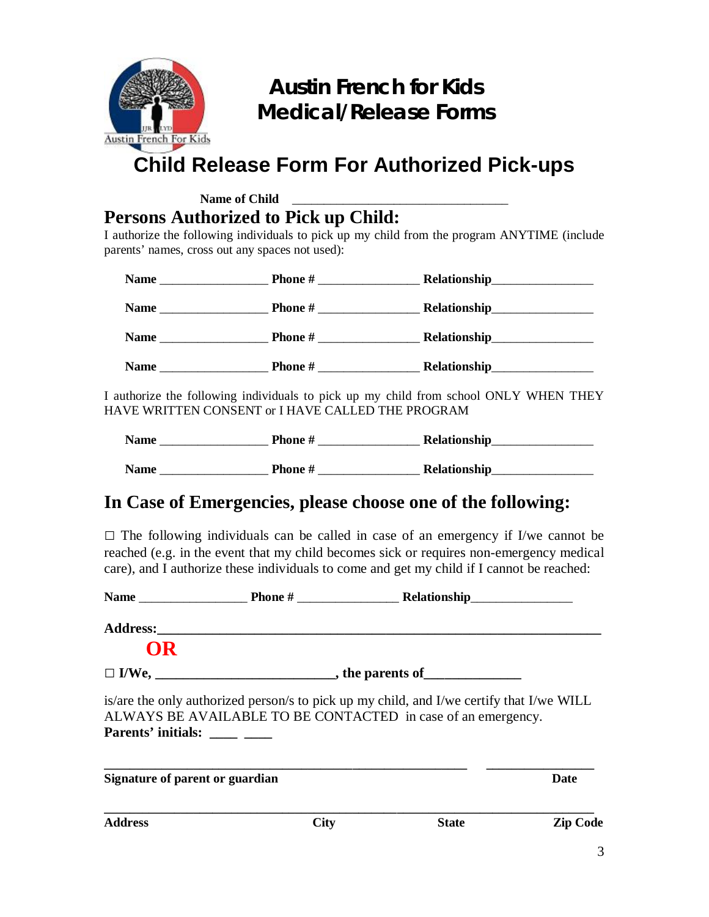# Austin French for Kids
# Medical/Release Forms

## Child Release Form For Authorized Pick-ups

**Name of Child** ________________________________

### Persons Authorized to Pick up Child:

I authorize the following individuals to pick up my child from the program ANYTIME (include parents' names, cross out any spaces not used):

**Name** ________________ **Phone #** _______________ **Relationship**_______________

**Name** ________________ **Phone #** _______________ **Relationship**_______________

**Name** ________________ **Phone #** _______________ **Relationship**_______________

**Name** ________________ **Phone #** _______________ **Relationship**_______________

I authorize the following individuals to pick up my child from school ONLY WHEN THEY HAVE WRITTEN CONSENT or I HAVE CALLED THE PROGRAM

**Name** ________________ **Phone #** _______________ **Relationship**_______________

**Name** ________________ **Phone #** _______________ **Relationship**_______________

### In Case of Emergencies, please choose one of the following:

□ The following individuals can be called in case of an emergency if I/we cannot be reached (e.g. in the event that my child becomes sick or requires non-emergency medical care), and I authorize these individuals to come and get my child if I cannot be reached:

**Name** ________________ **Phone #** _______________ **Relationship**_______________

**Address:**____________________________________________________________

**OR**

□ **I/We, _________________________, the parents of_____________**

is/are the only authorized person/s to pick up my child, and I/we certify that I/we WILL ALWAYS BE AVAILABLE TO BE CONTACTED in case of an emergency.
**Parents' initials: ____ ____**

_______________________________________________________ _______________
**Signature of parent or guardian** **Date**

_________________________________________________________________________
**Address** **City** **State** **Zip Code**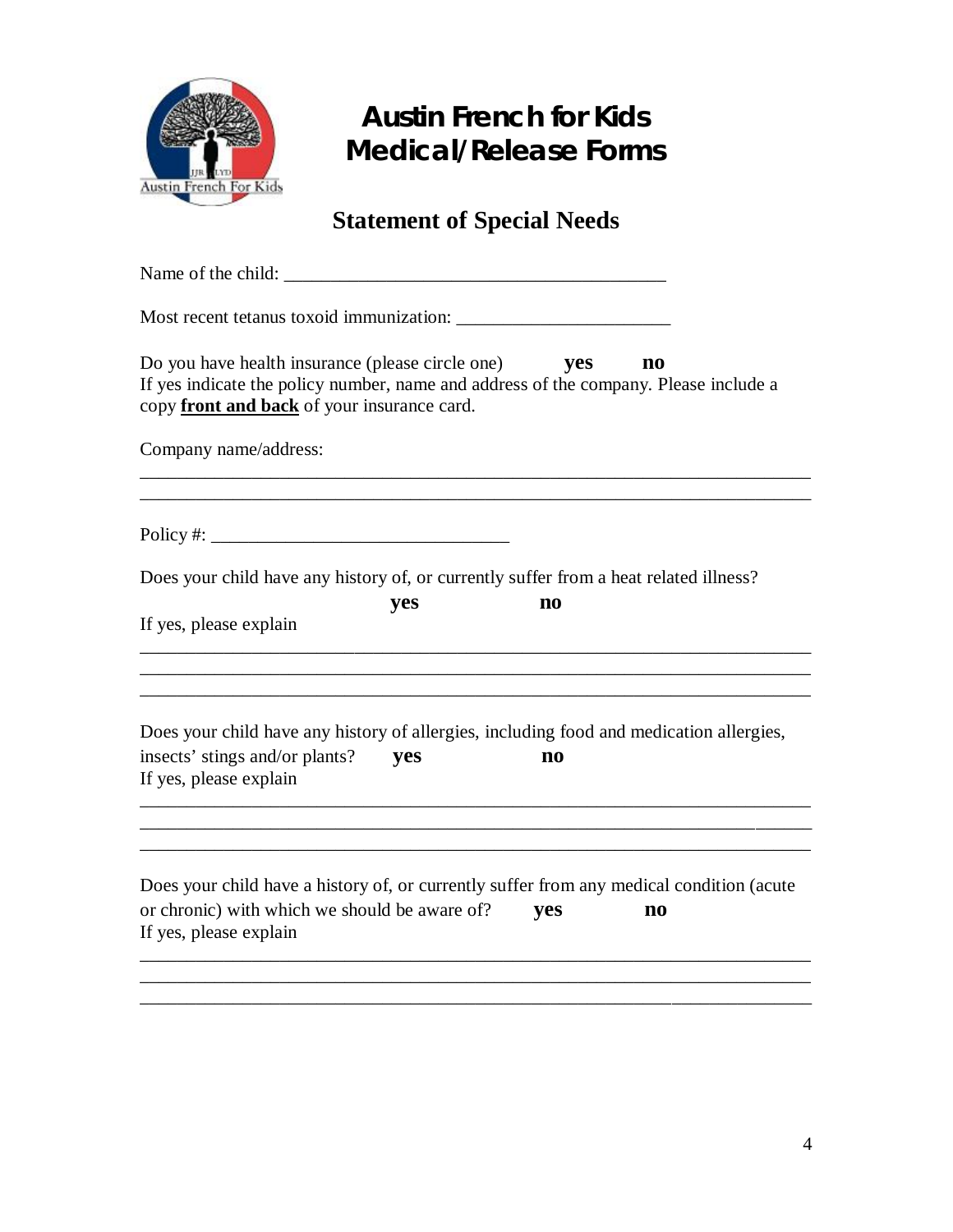# Austin French for Kids Medical/Release Forms

## Statement of Special Needs

Name of the child: ________________________________________

Most recent tetanus toxoid immunization: _______________________

Do you have health insurance (please circle one) **yes** **no**
If yes indicate the policy number, name and address of the company. Please include a copy **<u>front and back</u>** of your insurance card.

Company name/address:
___________________________________________________________________________
___________________________________________________________________________

Policy #: ________________________________

Does your child have any history of, or currently suffer from a heat related illness?
**yes** **no**
If yes, please explain
___________________________________________________________________________
___________________________________________________________________________
___________________________________________________________________________

Does your child have any history of allergies, including food and medication allergies, insects' stings and/or plants? **yes** **no**
If yes, please explain
___________________________________________________________________________
___________________________________________________________________________
___________________________________________________________________________

Does your child have a history of, or currently suffer from any medical condition (acute or chronic) with which we should be aware of? **yes** **no**
If yes, please explain
___________________________________________________________________________
___________________________________________________________________________
___________________________________________________________________________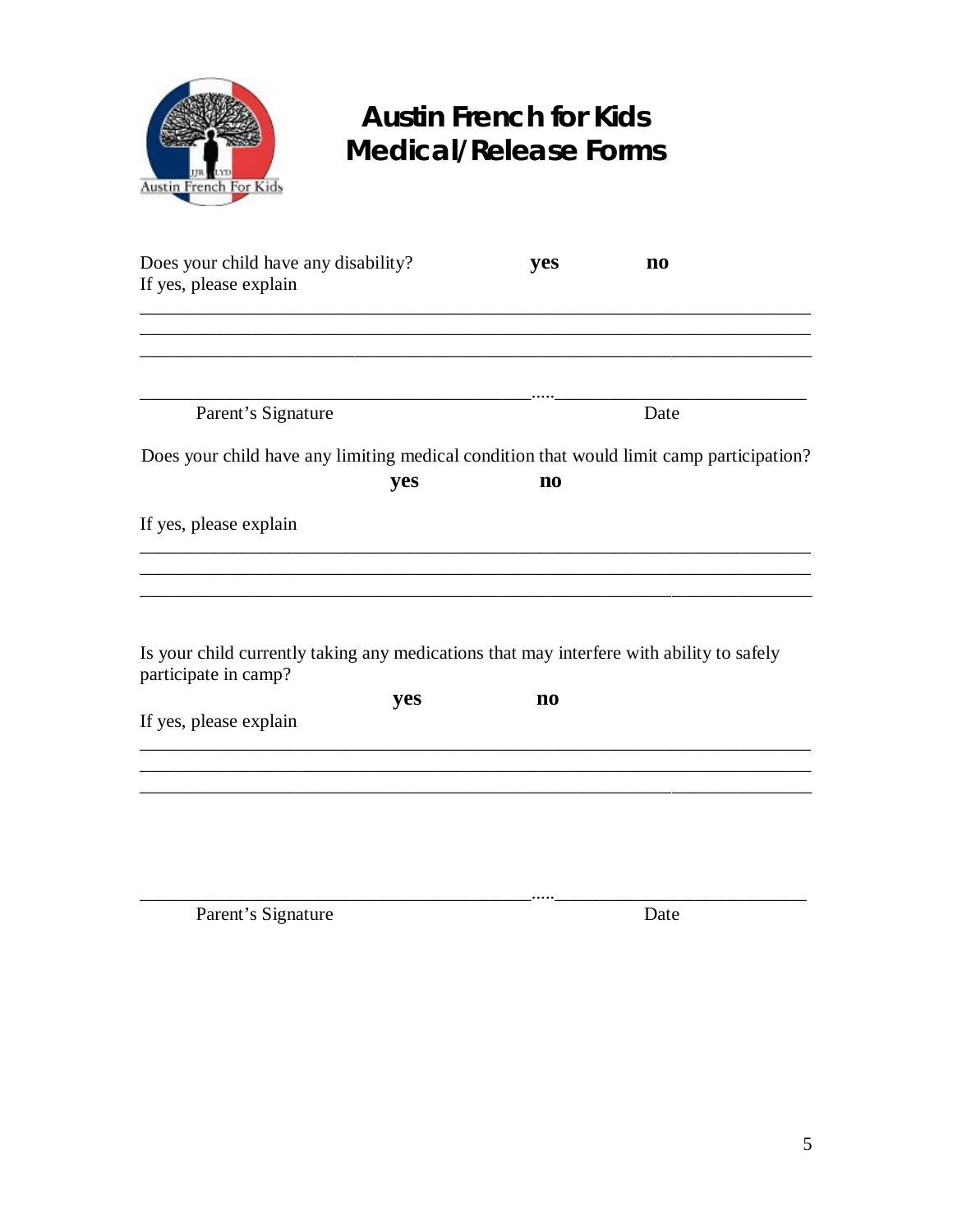# Austin French for Kids Medical/Release Forms

Does your child have any disability? **yes** **no**

If yes, please explain

___________________________________________________________________________

___________________________________________________________________________

___________________________________________________________________________

___________________________________________.....___________________________

Parent's Signature Date

Does your child have any limiting medical condition that would limit camp participation?

**yes** **no**

If yes, please explain

___________________________________________________________________________

___________________________________________________________________________

___________________________________________________________________________

Is your child currently taking any medications that may interfere with ability to safely participate in camp?

**yes** **no**

If yes, please explain

___________________________________________________________________________

___________________________________________________________________________

___________________________________________________________________________

___________________________________________.....___________________________

Parent's Signature Date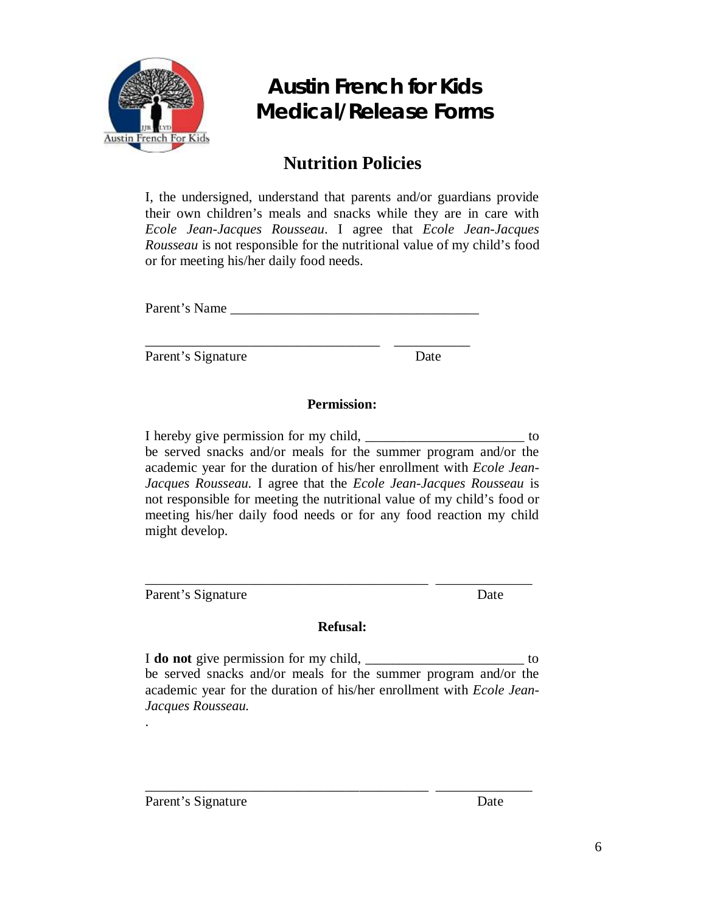# Austin French for Kids
# Medical/Release Forms

## Nutrition Policies

I, the undersigned, understand that parents and/or guardians provide their own children's meals and snacks while they are in care with *Ecole Jean-Jacques Rousseau*. I agree that *Ecole Jean-Jacques Rousseau* is not responsible for the nutritional value of my child's food or for meeting his/her daily food needs.

Parent's Name ___________________________________

___________________________________ ___________
Parent's Signature Date

**Permission:**

I hereby give permission for my child, ______________________ to be served snacks and/or meals for the summer program and/or the academic year for the duration of his/her enrollment with *Ecole Jean-Jacques Rousseau.* I agree that the *Ecole Jean-Jacques Rousseau* is not responsible for meeting the nutritional value of my child's food or meeting his/her daily food needs or for any food reaction my child might develop.

_________________________________________ _____________
Parent's Signature Date

**Refusal:**

I **do not** give permission for my child, ______________________ to be served snacks and/or meals for the summer program and/or the academic year for the duration of his/her enrollment with *Ecole Jean-Jacques Rousseau.*

.

_________________________________________ _____________
Parent's Signature Date